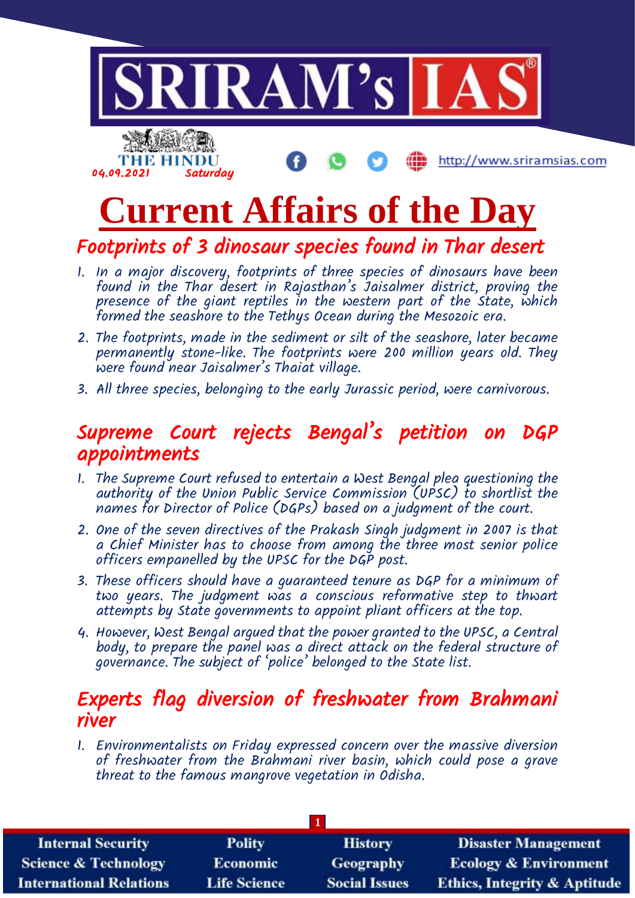# Current Affairs of the Day

## Footprints of 3 dinosaur species found in Thar desert

1. In a major discovery, footprints of three species of dinosaurs have been found in the Thar desert in Rajasthan's Jaisalmer district, proving the presence of the giant reptiles in the western part of the State, which formed the seashore to the Tethys Ocean during the Mesozoic era.
2. The footprints, made in the sediment or silt of the seashore, later became permanently stone-like. The footprints were 200 million years old. They were found near Jaisalmer's Thaiat village.
3. All three species, belonging to the early Jurassic period, were carnivorous.

## Supreme Court rejects Bengal's petition on DGP appointments

1. The Supreme Court refused to entertain a West Bengal plea questioning the authority of the Union Public Service Commission (UPSC) to shortlist the names for Director of Police (DGPs) based on a judgment of the court.
2. One of the seven directives of the Prakash Singh judgment in 2007 is that a Chief Minister has to choose from among the three most senior police officers empanelled by the UPSC for the DGP post.
3. These officers should have a guaranteed tenure as DGP for a minimum of two years. The judgment was a conscious reformative step to thwart attempts by State governments to appoint pliant officers at the top.
4. However, West Bengal argued that the power granted to the UPSC, a Central body, to prepare the panel was a direct attack on the federal structure of governance. The subject of 'police' belonged to the State list.

## Experts flag diversion of freshwater from Brahmani river

1. Environmentalists on Friday expressed concern over the massive diversion of freshwater from the Brahmani river basin, which could pose a grave threat to the famous mangrove vegetation in Odisha.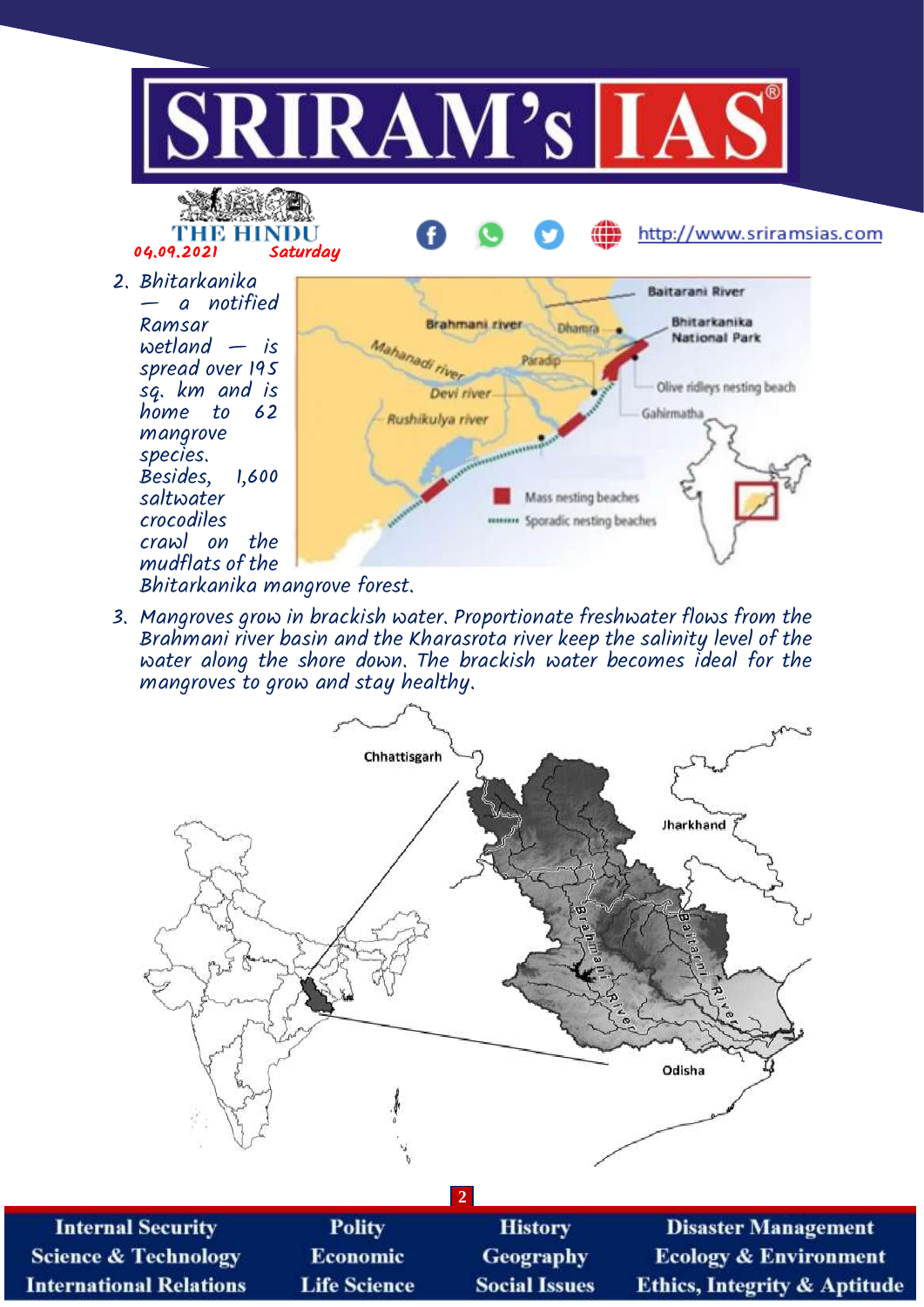2. Bhitarkanika — a notified Ramsar wetland — is spread over 195 sq. km and is home to 62 mangrove species. Besides, 1,600 saltwater crocodiles crawl on the mudflats of the Bhitarkanika mangrove forest.

3. Mangroves grow in brackish water. Proportionate freshwater flows from the Brahmani river basin and the Kharasrota river keep the salinity level of the water along the shore down. The brackish water becomes ideal for the mangroves to grow and stay healthy.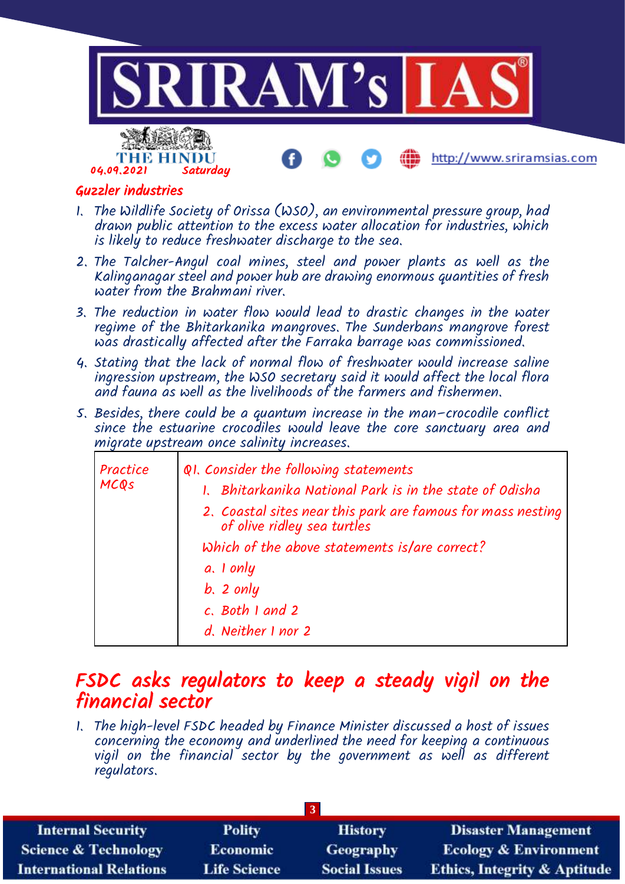## Guzzler industries

1. The Wildlife Society of Orissa (WSO), an environmental pressure group, had drawn public attention to the excess water allocation for industries, which is likely to reduce freshwater discharge to the sea.
2. The Talcher-Angul coal mines, steel and power plants as well as the Kalinganagar steel and power hub are drawing enormous quantities of fresh water from the Brahmani river.
3. The reduction in water flow would lead to drastic changes in the water regime of the Bhitarkanika mangroves. The Sunderbans mangrove forest was drastically affected after the Farraka barrage was commissioned.
4. Stating that the lack of normal flow of freshwater would increase saline ingression upstream, the WSO secretary said it would affect the local flora and fauna as well as the livelihoods of the farmers and fishermen.
5. Besides, there could be a quantum increase in the man-crocodile conflict since the estuarine crocodiles would leave the core sanctuary area and migrate upstream once salinity increases.

| Practice MCQs | Q1. Consider the following statements<br>1. Bhitarkanika National Park is in the state of Odisha<br>2. Coastal sites near this park are famous for mass nesting of olive ridley sea turtles<br>Which of the above statements is/are correct?<br>a. 1 only<br>b. 2 only<br>c. Both 1 and 2<br>d. Neither 1 nor 2 |
|---|---|

# FSDC asks regulators to keep a steady vigil on the financial sector

1. The high-level FSDC headed by Finance Minister discussed a host of issues concerning the economy and underlined the need for keeping a continuous vigil on the financial sector by the government as well as different regulators.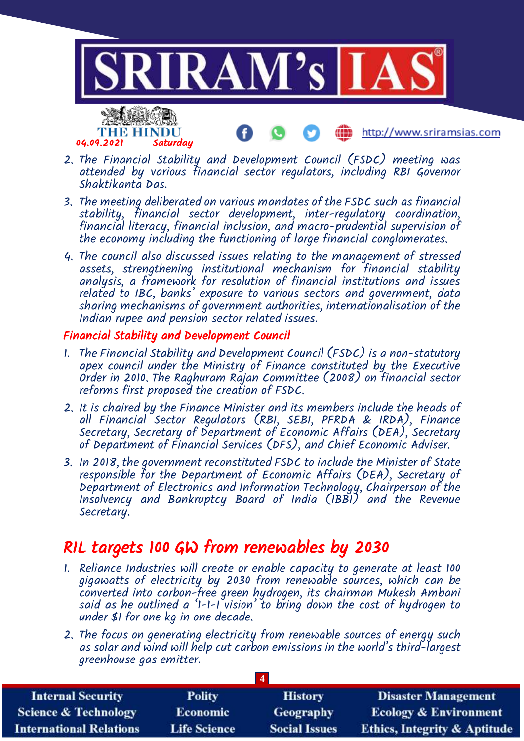2. The Financial Stability and Development Council (FSDC) meeting was attended by various financial sector regulators, including RBI Governor Shaktikanta Das.

3. The meeting deliberated on various mandates of the FSDC such as financial stability, financial sector development, inter-regulatory coordination, financial literacy, financial inclusion, and macro-prudential supervision of the economy including the functioning of large financial conglomerates.

4. The council also discussed issues relating to the management of stressed assets, strengthening institutional mechanism for financial stability analysis, a framework for resolution of financial institutions and issues related to IBC, banks' exposure to various sectors and government, data sharing mechanisms of government authorities, internationalisation of the Indian rupee and pension sector related issues.

### Financial Stability and Development Council

1. The Financial Stability and Development Council (FSDC) is a non-statutory apex council under the Ministry of Finance constituted by the Executive Order in 2010. The Raghuram Rajan Committee (2008) on financial sector reforms first proposed the creation of FSDC.

2. It is chaired by the Finance Minister and its members include the heads of all Financial Sector Regulators (RBI, SEBI, PFRDA & IRDA), Finance Secretary, Secretary of Department of Economic Affairs (DEA), Secretary of Department of Financial Services (DFS), and Chief Economic Adviser.

3. In 2018, the government reconstituted FSDC to include the Minister of State responsible for the Department of Economic Affairs (DEA), Secretary of Department of Electronics and Information Technology, Chairperson of the Insolvency and Bankruptcy Board of India (IBBI) and the Revenue Secretary.

## RIL targets 100 GW from renewables by 2030

1. Reliance Industries will create or enable capacity to generate at least 100 gigawatts of electricity by 2030 from renewable sources, which can be converted into carbon-free green hydrogen, its chairman Mukesh Ambani said as he outlined a '1-1-1 vision' to bring down the cost of hydrogen to under $1 for one kg in one decade.

2. The focus on generating electricity from renewable sources of energy such as solar and wind will help cut carbon emissions in the world's third-largest greenhouse gas emitter.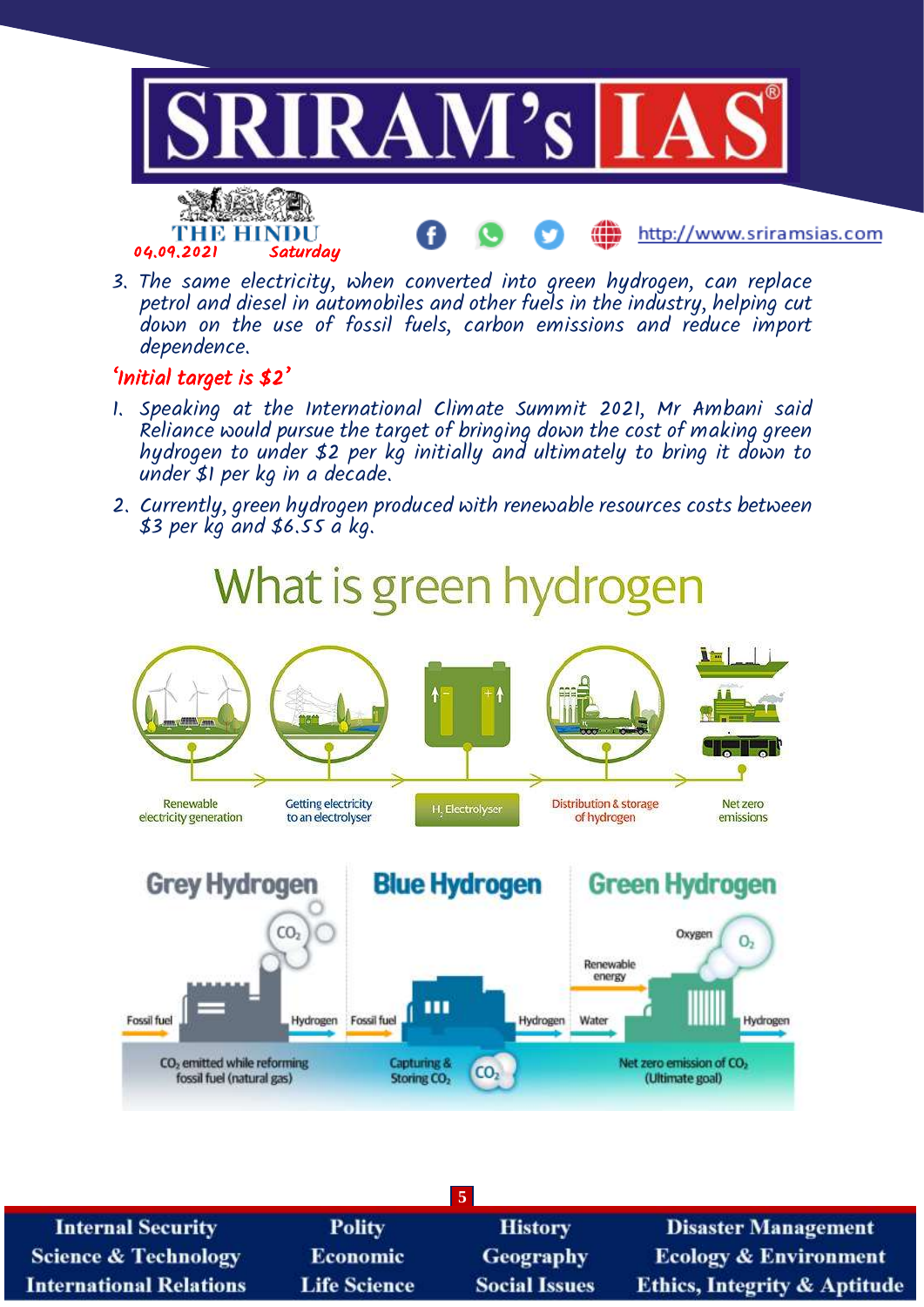3. The same electricity, when converted into green hydrogen, can replace petrol and diesel in automobiles and other fuels in the industry, helping cut down on the use of fossil fuels, carbon emissions and reduce import dependence.

### 'Initial target is $2'

1. Speaking at the International Climate Summit 2021, Mr Ambani said Reliance would pursue the target of bringing down the cost of making green hydrogen to under $2 per kg initially and ultimately to bring it down to under $1 per kg in a decade.
2. Currently, green hydrogen produced with renewable resources costs between $3 per kg and $6.55 a kg.

## What is green hydrogen

Renewable electricity generation

Getting electricity to an electrolyser

$H_2$ Electrolyser

Distribution & storage of hydrogen

Net zero emissions

**Grey Hydrogen**

$CO_2$

Fossil fuel

Hydrogen

$CO_2$ emitted while reforming fossil fuel (natural gas)

**Blue Hydrogen**

Fossil fuel

Hydrogen

Capturing & Storing $CO_2$

$CO_2$

**Green Hydrogen**

Oxygen

$O_2$

Renewable energy

Water

Hydrogen

Net zero emission of $CO_2$ (Ultimate goal)